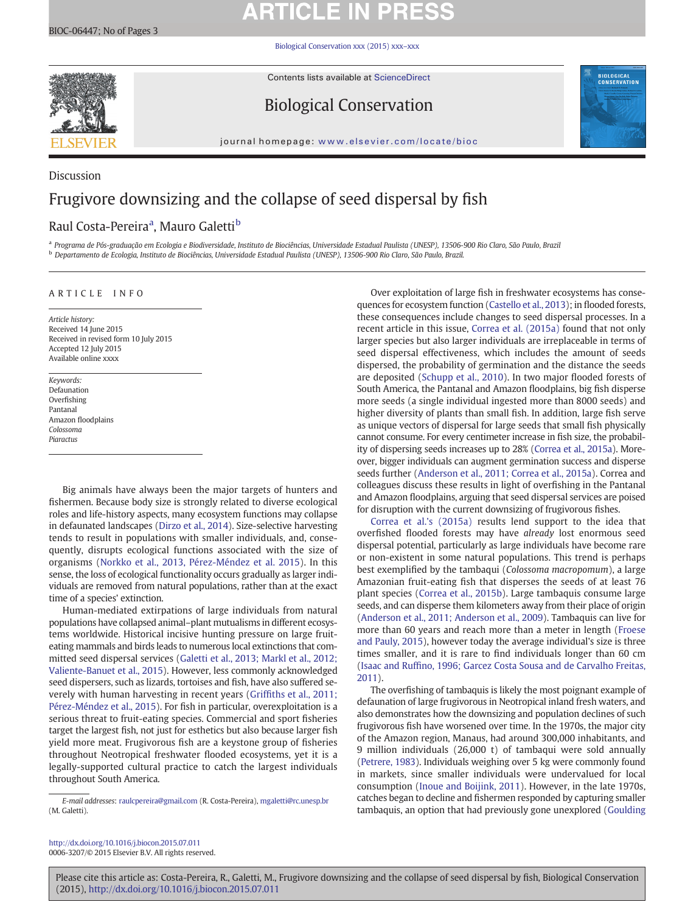Discussion

# Frugivore downsizing and the collapse of seed dispersal by fish

Raul Costa-Pereira[a], Mauro Galetti[b]

[a] Programa de Pós-graduação em Ecologia e Biodiversidade, Instituto de Biociências, Universidade Estadual Paulista (UNESP), 13506-900 Rio Claro, São Paulo, Brazil
[b] Departamento de Ecologia, Instituto de Biociências, Universidade Estadual Paulista (UNESP), 13506-900 Rio Claro, São Paulo, Brazil.

## ARTICLE INFO

*Article history:*
Received 14 June 2015
Received in revised form 10 July 2015
Accepted 12 July 2015
Available online xxxx

*Keywords:*
Defaunation
Overfishing
Pantanal
Amazon floodplains
*Colossoma*
*Piaractus*

Big animals have always been the major targets of hunters and fishermen. Because body size is strongly related to diverse ecological roles and life-history aspects, many ecosystem functions may collapse in defaunated landscapes (Dirzo et al., 2014). Size-selective harvesting tends to result in populations with smaller individuals, and, consequently, disrupts ecological functions associated with the size of organisms (Norkko et al., 2013, Pérez-Méndez et al. 2015). In this sense, the loss of ecological functionality occurs gradually as larger individuals are removed from natural populations, rather than at the exact time of a species' extinction.

Human-mediated extirpations of large individuals from natural populations have collapsed animal–plant mutualisms in different ecosystems worldwide. Historical incisive hunting pressure on large fruit-eating mammals and birds leads to numerous local extinctions that committed seed dispersal services (Galetti et al., 2013; Markl et al., 2012; Valiente-Banuet et al., 2015). However, less commonly acknowledged seed dispersers, such as lizards, tortoises and fish, have also suffered severely with human harvesting in recent years (Griffiths et al., 2011; Pérez-Méndez et al., 2015). For fish in particular, overexploitation is a serious threat to fruit-eating species. Commercial and sport fisheries target the largest fish, not just for esthetics but also because larger fish yield more meat. Frugivorous fish are a keystone group of fisheries throughout Neotropical freshwater flooded ecosystems, yet it is a legally-supported cultural practice to catch the largest individuals throughout South America.

Over exploitation of large fish in freshwater ecosystems has consequences for ecosystem function (Castello et al., 2013); in flooded forests, these consequences include changes to seed dispersal processes. In a recent article in this issue, Correa et al. (2015a) found that not only larger species but also larger individuals are irreplaceable in terms of seed dispersal effectiveness, which includes the amount of seeds dispersed, the probability of germination and the distance the seeds are deposited (Schupp et al., 2010). In two major flooded forests of South America, the Pantanal and Amazon floodplains, big fish disperse more seeds (a single individual ingested more than 8000 seeds) and higher diversity of plants than small fish. In addition, large fish serve as unique vectors of dispersal for large seeds that small fish physically cannot consume. For every centimeter increase in fish size, the probability of dispersing seeds increases up to 28% (Correa et al., 2015a). Moreover, bigger individuals can augment germination success and disperse seeds further (Anderson et al., 2011; Correa et al., 2015a). Correa and colleagues discuss these results in light of overfishing in the Pantanal and Amazon floodplains, arguing that seed dispersal services are poised for disruption with the current downsizing of frugivorous fishes.

Correa et al.'s (2015a) results lend support to the idea that overfished flooded forests may have *already* lost enormous seed dispersal potential, particularly as large individuals have become rare or non-existent in some natural populations. This trend is perhaps best exemplified by the tambaqui (*Colossoma macropomum*), a large Amazonian fruit-eating fish that disperses the seeds of at least 76 plant species (Correa et al., 2015b). Large tambaquis consume large seeds, and can disperse them kilometers away from their place of origin (Anderson et al., 2011; Anderson et al., 2009). Tambaquis can live for more than 60 years and reach more than a meter in length (Froese and Pauly, 2015), however today the average individual's size is three times smaller, and it is rare to find individuals longer than 60 cm (Isaac and Ruffino, 1996; Garcez Costa Sousa and de Carvalho Freitas, 2011).

The overfishing of tambaquis is likely the most poignant example of defaunation of large frugivorous in Neotropical inland fresh waters, and also demonstrates how the downsizing and population declines of such frugivorous fish have worsened over time. In the 1970s, the major city of the Amazon region, Manaus, had around 300,000 inhabitants, and 9 million individuals (26,000 t) of tambaqui were sold annually (Petrere, 1983). Individuals weighing over 5 kg were commonly found in markets, since smaller individuals were undervalued for local consumption (Inoue and Boijink, 2011). However, in the late 1970s, catches began to decline and fishermen responded by capturing smaller tambaquis, an option that had previously gone unexplored (Goulding

*E-mail addresses:* raulcpereira@gmail.com (R. Costa-Pereira), mgaletti@rc.unesp.br (M. Galetti).

http://dx.doi.org/10.1016/j.biocon.2015.07.011
0006-3207/© 2015 Elsevier B.V. All rights reserved.

Please cite this article as: Costa-Pereira, R., Galetti, M., Frugivore downsizing and the collapse of seed dispersal by fish, Biological Conservation (2015), http://dx.doi.org/10.1016/j.biocon.2015.07.011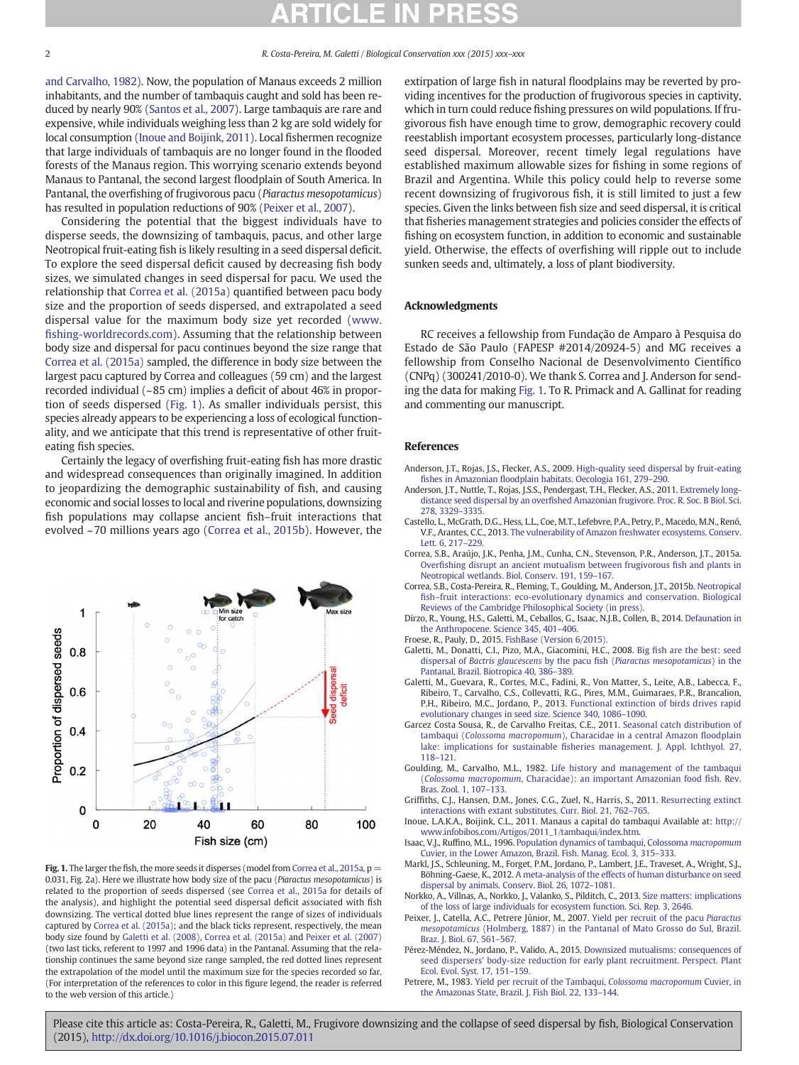and Carvalho, 1982). Now, the population of Manaus exceeds 2 million inhabitants, and the number of tambaquis caught and sold has been reduced by nearly 90% (Santos et al., 2007). Large tambaquis are rare and expensive, while individuals weighing less than 2 kg are sold widely for local consumption (Inoue and Boijink, 2011). Local fishermen recognize that large individuals of tambaquis are no longer found in the flooded forests of the Manaus region. This worrying scenario extends beyond Manaus to Pantanal, the second largest floodplain of South America. In Pantanal, the overfishing of frugivorous pacu (*Piaractus mesopotamicus*) has resulted in population reductions of 90% (Peixer et al., 2007).

Considering the potential that the biggest individuals have to disperse seeds, the downsizing of tambaquis, pacus, and other large Neotropical fruit-eating fish is likely resulting in a seed dispersal deficit. To explore the seed dispersal deficit caused by decreasing fish body sizes, we simulated changes in seed dispersal for pacu. We used the relationship that Correa et al. (2015a) quantified between pacu body size and the proportion of seeds dispersed, and extrapolated a seed dispersal value for the maximum body size yet recorded (www.fishing-worldrecords.com). Assuming that the relationship between body size and dispersal for pacu continues beyond the size range that Correa et al. (2015a) sampled, the difference in body size between the largest pacu captured by Correa and colleagues (59 cm) and the largest recorded individual (~85 cm) implies a deficit of about 46% in proportion of seeds dispersed (Fig. 1). As smaller individuals persist, this species already appears to be experiencing a loss of ecological functionality, and we anticipate that this trend is representative of other fruit-eating fish species.

Certainly the legacy of overfishing fruit-eating fish has more drastic and widespread consequences than originally imagined. In addition to jeopardizing the demographic sustainability of fish, and causing economic and social losses to local and riverine populations, downsizing fish populations may collapse ancient fish–fruit interactions that evolved ~70 millions years ago (Correa et al., 2015b). However, the extirpation of large fish in natural floodplains may be reverted by providing incentives for the production of frugivorous species in captivity, which in turn could reduce fishing pressures on wild populations. If frugivorous fish have enough time to grow, demographic recovery could reestablish important ecosystem processes, particularly long-distance seed dispersal. Moreover, recent timely legal regulations have established maximum allowable sizes for fishing in some regions of Brazil and Argentina. While this policy could help to reverse some recent downsizing of frugivorous fish, it is still limited to just a few species. Given the links between fish size and seed dispersal, it is critical that fisheries management strategies and policies consider the effects of fishing on ecosystem function, in addition to economic and sustainable yield. Otherwise, the effects of overfishing will ripple out to include sunken seeds and, ultimately, a loss of plant biodiversity.

Proportion of dispersed seeds
0 0.2 0.4 0.6 0.8 1
Fish size (cm)
0 20 40 60 80 100
Min size for catch
Max size
Seed dispersal deficit

**Fig. 1.** The larger the fish, the more seeds it disperses (model from Correa et al., 2015a, p = 0.031, Fig. 2a). Here we illustrate how body size of the pacu (*Piaractus mesopotamicus*) is related to the proportion of seeds dispersed (see Correa et al., 2015a for details of the analysis), and highlight the potential seed dispersal deficit associated with fish downsizing. The vertical dotted blue lines represent the range of sizes of individuals captured by Correa et al. (2015a); and the black ticks represent, respectively, the mean body size found by Galetti et al. (2008), Correa et al. (2015a) and Peixer et al. (2007) (two last ticks, referred to 1997 and 1996 data) in the Pantanal. Assuming that the relationship continues the same beyond size range sampled, the red dotted lines represent the extrapolation of the model until the maximum size for the species recorded so far. (For interpretation of the references to color in this figure legend, the reader is referred to the web version of this article.)

## Acknowledgments

RC receives a fellowship from Fundação de Amparo à Pesquisa do Estado de São Paulo (FAPESP #2014/20924-5) and MG receives a fellowship from Conselho Nacional de Desenvolvimento Científico (CNPq) (300241/2010-0). We thank S. Correa and J. Anderson for sending the data for making Fig. 1. To R. Primack and A. Gallinat for reading and commenting our manuscript.

## References

Anderson, J.T., Rojas, J.S., Flecker, A.S., 2009. High-quality seed dispersal by fruit-eating fishes in Amazonian floodplain habitats. Oecologia 161, 279–290.

Anderson, J.T., Nuttle, T., Rojas, J.S.S., Pendergast, T.H., Flecker, A.S., 2011. Extremely long-distance seed dispersal by an overfished Amazonian frugivore. Proc. R. Soc. B Biol. Sci. 278, 3329–3335.

Castello, L., McGrath, D.G., Hess, L.L., Coe, M.T., Lefebvre, P.A., Petry, P., Macedo, M.N., Renó, V.F., Arantes, C.C., 2013. The vulnerability of Amazon freshwater ecosystems. Conserv. Lett. 6, 217–229.

Correa, S.B., Araújo, J.K., Penha, J.M., Cunha, C.N., Stevenson, P.R., Anderson, J.T., 2015a. Overfishing disrupt an ancient mutualism between frugivorous fish and plants in Neotropical wetlands. Biol. Conserv. 191, 159–167.

Correa, S.B., Costa-Pereira, R., Fleming, T., Goulding, M., Anderson, J.T., 2015b. Neotropical fish–fruit interactions: eco-evolutionary dynamics and conservation. Biological Reviews of the Cambridge Philosophical Society (in press).

Dirzo, R., Young, H.S., Galetti, M., Ceballos, G., Isaac, N.J.B., Collen, B., 2014. Defaunation in the Anthropocene. Science 345, 401–406.

Froese, R., Pauly, D., 2015. FishBase (Version 6/2015).

Galetti, M., Donatti, C.I., Pizo, M.A., Giacomini, H.C., 2008. Big fish are the best: seed dispersal of *Bactris glaucescens* by the pacu fish (*Piaractus mesopotamicus*) in the Pantanal, Brazil. Biotropica 40, 386–389.

Galetti, M., Guevara, R., Cortes, M.C., Fadini, R., Von Matter, S., Leite, A.B., Labecca, F., Ribeiro, T., Carvalho, C.S., Collevatti, R.G., Pires, M.M., Guimarães, P.R., Brancalion, P.H., Ribeiro, M.C., Jordano, P., 2013. Functional extinction of birds drives rapid evolutionary changes in seed size. Science 340, 1086–1090.

Garcez Costa Sousa, R., de Carvalho Freitas, C.E., 2011. Seasonal catch distribution of tambaqui (*Colossoma macropomum*), Characidae in a central Amazon floodplain lake: implications for sustainable fisheries management. J. Appl. Ichthyol. 27, 118–121.

Goulding, M., Carvalho, M.L., 1982. Life history and management of the tambaqui (*Colossoma macropomum*, Characidae): an important Amazonian food fish. Rev. Bras. Zool. 1, 107–133.

Griffiths, C.J., Hansen, D.M., Jones, C.G., Zuel, N., Harris, S., 2011. Resurrecting extinct interactions with extant substitutes. Curr. Biol. 21, 762–765.

Inoue, L.A.K.A., Boijink, C.L., 2011. Manaus a capital do tambaqui Available at: http://www.infobibos.com/Artigos/2011_1/tambaqui/index.htm.

Isaac, V.J., Ruffino, M.L., 1996. Population dynamics of tambaqui, *Colossoma macropomum* Cuvier, in the Lower Amazon, Brazil. Fish. Manag. Ecol. 3, 315–333.

Markl, J.S., Schleuning, M., Forget, P.M., Jordano, P., Lambert, J.E., Traveset, A., Wright, S.J., Böhning-Gaese, K., 2012. A meta-analysis of the effects of human disturbance on seed dispersal by animals. Conserv. Biol. 26, 1072–1081.

Norkko, A., Villnas, A., Norkko, J., Valanko, S., Pilditch, C., 2013. Size matters: implications of the loss of large individuals for ecosystem function. Sci. Rep. 3, 2646.

Peixer, J., Catella, A.C., Petrere Júnior, M., 2007. Yield per recruit of the pacu *Piaractus mesopotamicus* (Holmberg, 1887) in the Pantanal of Mato Grosso do Sul, Brazil. Braz. J. Biol. 67, 561–567.

Pérez-Méndez, N., Jordano, P., Valido, A., 2015. Downsized mutualisms: consequences of seed dispersers' body-size reduction for early plant recruitment. Perspect. Plant Ecol. Evol. Syst. 17, 151–159.

Petrere, M., 1983. Yield per recruit of the Tambaqui, *Colossoma macropomum* Cuvier, in the Amazonas State, Brazil. J. Fish Biol. 22, 133–144.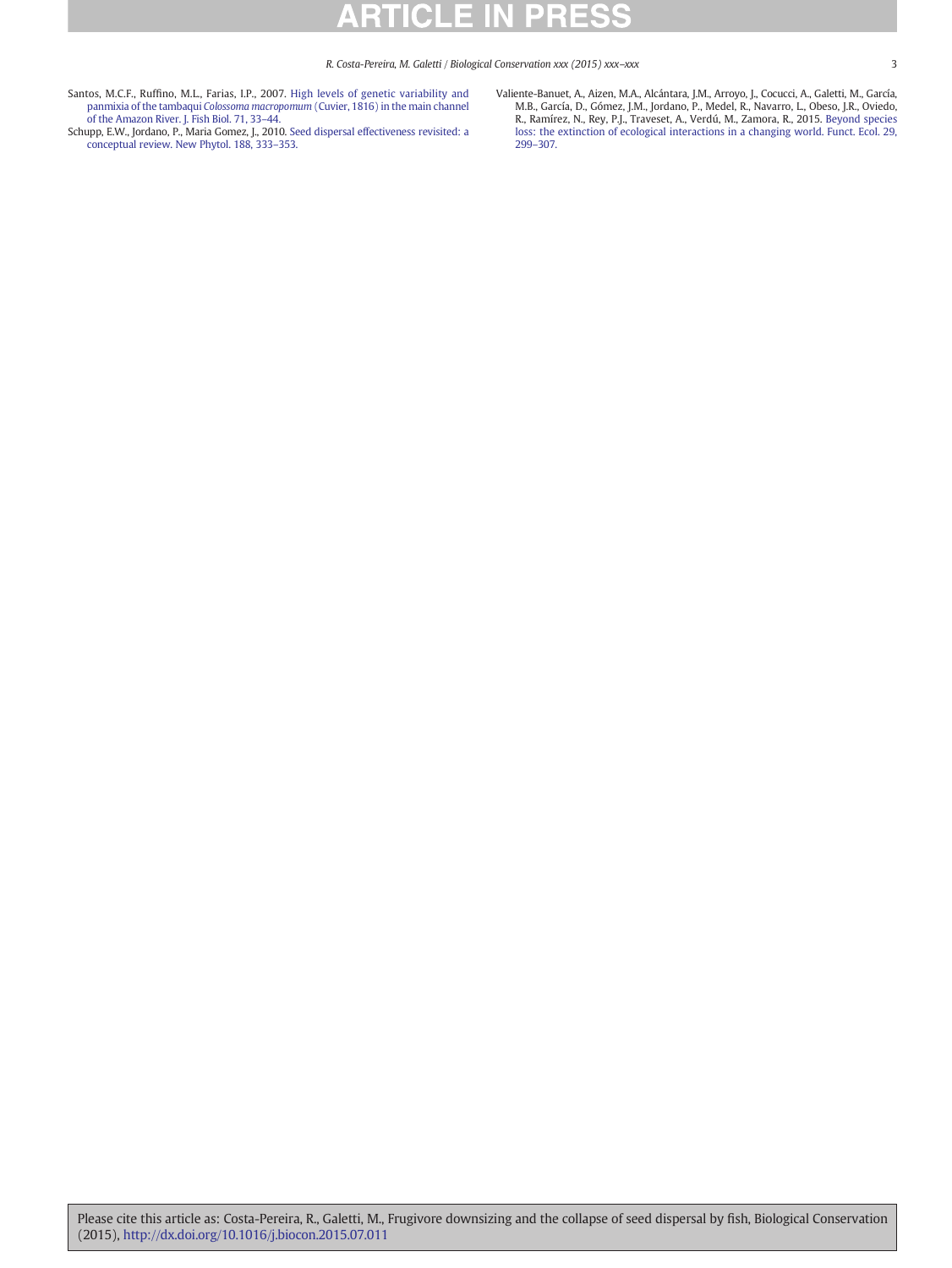Santos, M.C.F., Ruffino, M.L., Farias, I.P., 2007. High levels of genetic variability and panmixia of the tambaqui *Colossoma macropomum* (Cuvier, 1816) in the main channel of the Amazon River. J. Fish Biol. 71, 33–44.

Schupp, E.W., Jordano, P., Maria Gomez, J., 2010. Seed dispersal effectiveness revisited: a conceptual review. New Phytol. 188, 333–353.

Valiente-Banuet, A., Aizen, M.A., Alcántara, J.M., Arroyo, J., Cocucci, A., Galetti, M., García, M.B., García, D., Gómez, J.M., Jordano, P., Medel, R., Navarro, L., Obeso, J.R., Oviedo, R., Ramírez, N., Rey, P.J., Traveset, A., Verdú, M., Zamora, R., 2015. Beyond species loss: the extinction of ecological interactions in a changing world. Funct. Ecol. 29, 299–307.

Please cite this article as: Costa-Pereira, R., Galetti, M., Frugivore downsizing and the collapse of seed dispersal by fish, Biological Conservation (2015), http://dx.doi.org/10.1016/j.biocon.2015.07.011